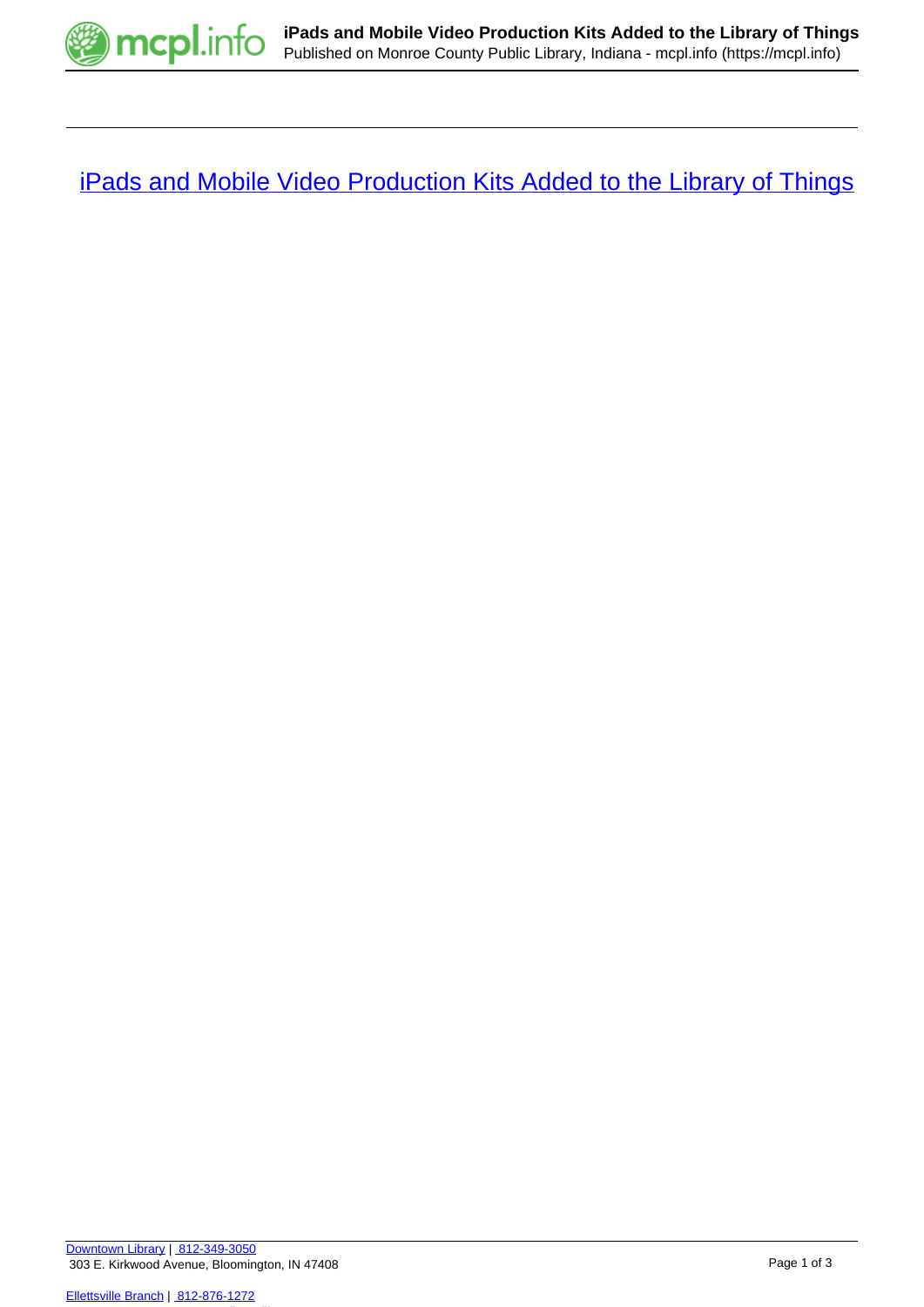# [iPads and Mobile Video Production Kits Added to the Library of Things]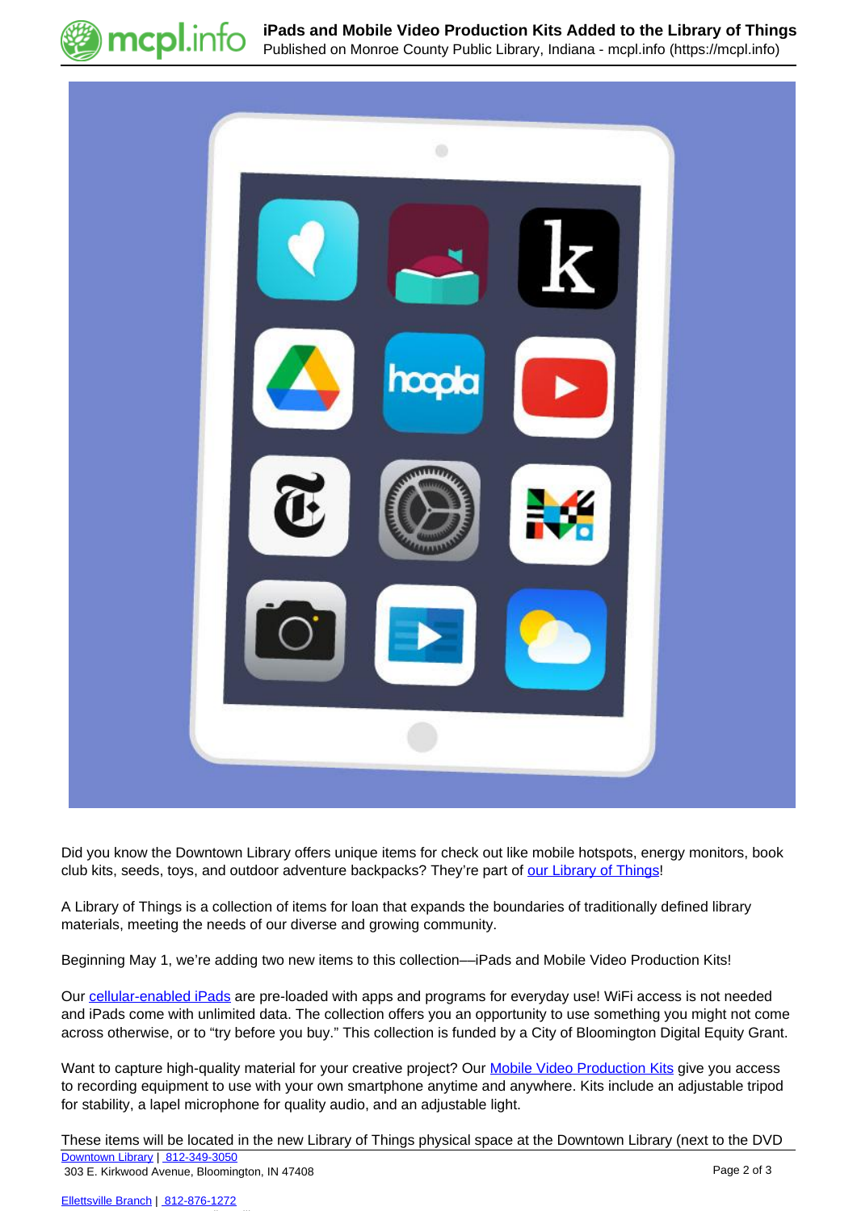Did you know the Downtown Library offers unique items for check out like mobile hotspots, energy monitors, book club kits, seeds, toys, and outdoor adventure backpacks? They're part of our Library of Things!

A Library of Things is a collection of items for loan that expands the boundaries of traditionally defined library materials, meeting the needs of our diverse and growing community.

Beginning May 1, we're adding two new items to this collection—iPads and Mobile Video Production Kits!

Our cellular-enabled iPads are pre-loaded with apps and programs for everyday use! WiFi access is not needed and iPads come with unlimited data. The collection offers you an opportunity to use something you might not come across otherwise, or to "try before you buy." This collection is funded by a City of Bloomington Digital Equity Grant.

Want to capture high-quality material for your creative project? Our Mobile Video Production Kits give you access to recording equipment to use with your own smartphone anytime and anywhere. Kits include an adjustable tripod for stability, a lapel microphone for quality audio, and an adjustable light.

These items will be located in the new Library of Things physical space at the Downtown Library (next to the DVD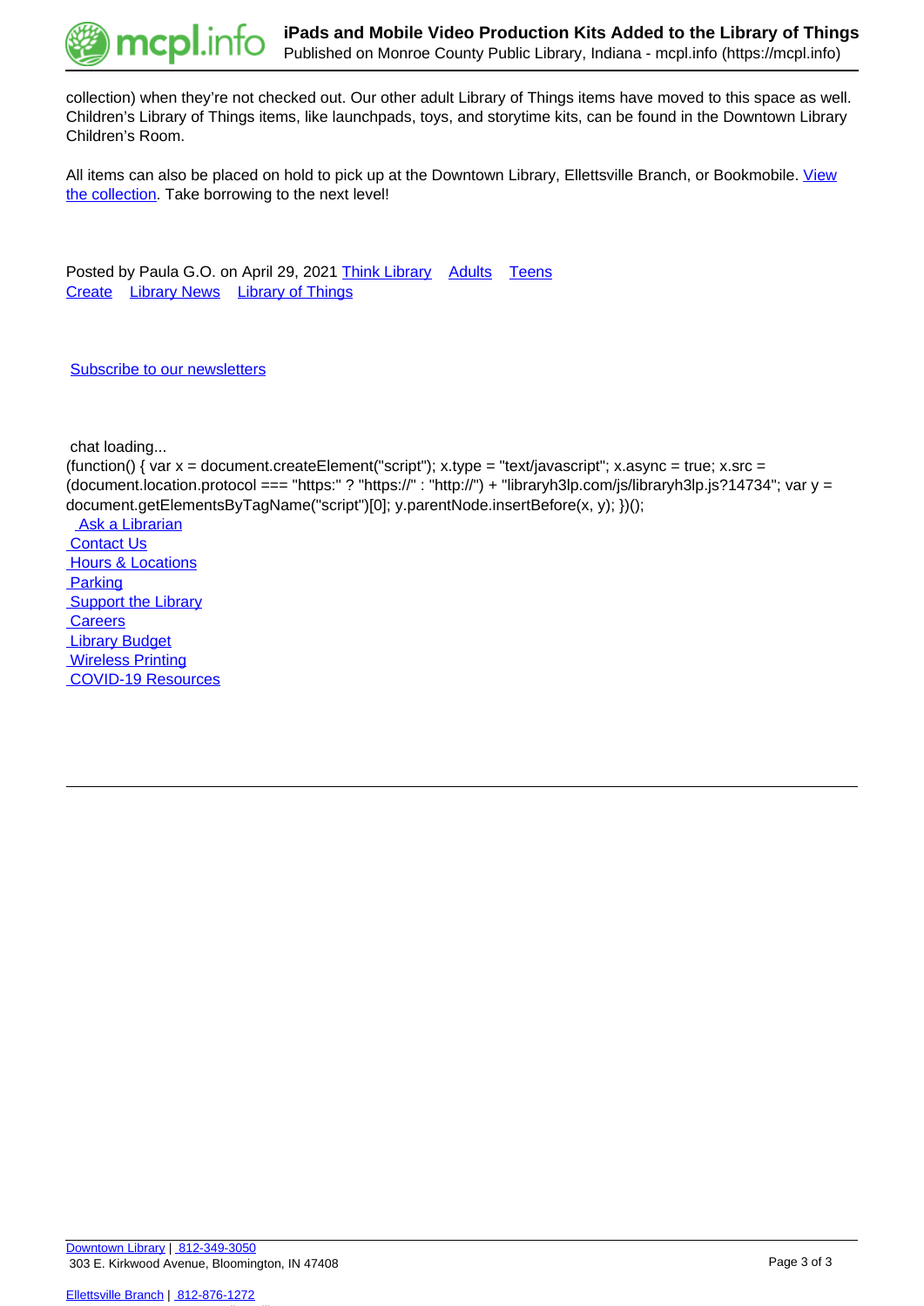collection) when they're not checked out. Our other adult Library of Things items have moved to this space as well. Children's Library of Things items, like launchpads, toys, and storytime kits, can be found in the Downtown Library Children's Room.

All items can also be placed on hold to pick up at the Downtown Library, Ellettsville Branch, or Bookmobile. [View the collection](). Take borrowing to the next level!

Posted by Paula G.O. on April 29, 2021 [Think Library]() [Adults]() [Teens]() [Create]() [Library News]() [Library of Things]()

[Subscribe to our newsletters]()

chat loading...

```
(function() { var x = document.createElement("script"); x.type = "text/javascript"; x.async = true; x.src = (document.location.protocol === "https:" ? "https://" : "http://") + "libraryh3lp.com/js/libraryh3lp.js?14734"; var y = document.getElementsByTagName("script")[0]; y.parentNode.insertBefore(x, y); })();
```

[Ask a Librarian]()
[Contact Us]()
[Hours & Locations]()
[Parking]()
[Support the Library]()
[Careers]()
[Library Budget]()
[Wireless Printing]()
[COVID-19 Resources]()

[Downtown Library]() | [812-349-3050]()
303 E. Kirkwood Avenue, Bloomington, IN 47408

[Ellettsville Branch]() | [812-876-1272]()